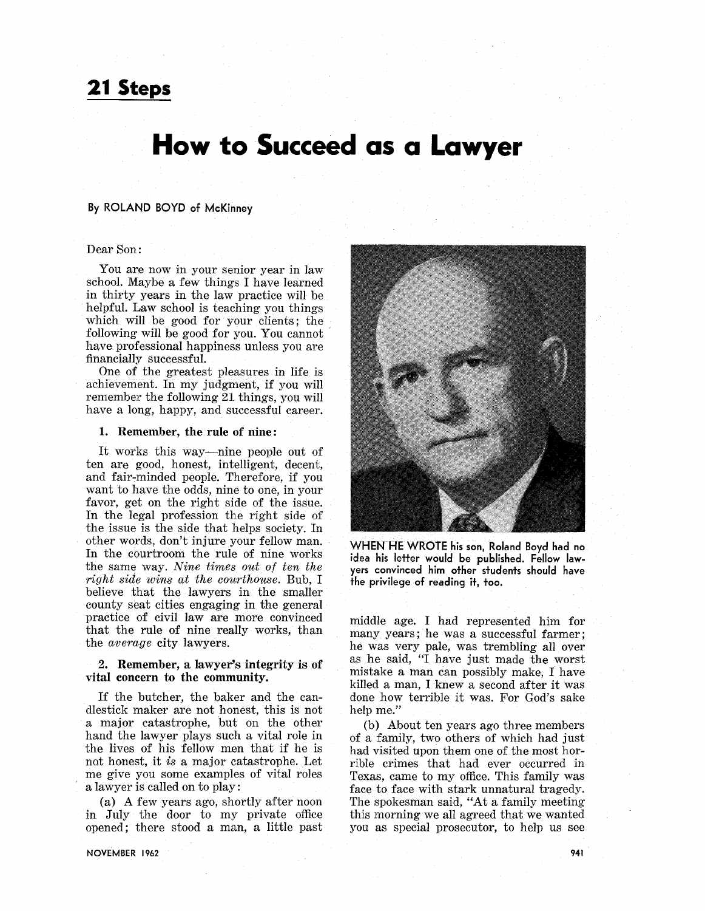# 21 Steps

# How to Succeed as a Lawyer

By ROLAND BOYD of McKinney

Dear Son:

You are now in your senior year in law school. Maybe a few things I have learned in thirty years in the law practice will be helpful. Law school is teaching you things which will be good for your clients; the following will be good for you. You cannot have professional happiness unless you are financially successful.

One of the greatest pleasures in life is achievement. In my judgment, if you will remember the following 21 things, you will have a long, happy, and successful career.

**1. Remember, the rule of nine:**

It works this way—nine people out of ten are good, honest, intelligent, decent, and fair-minded people. Therefore, if you want to have the odds, nine to one, in your favor, get on the right side of the issue. In the legal profession the right side of the issue is the side that helps society. In other words, don't injure your fellow man. In the courtroom the rule of nine works the same way. *Nine times out of ten the right side wins at the courthouse.* Bub, I believe that the lawyers in the smaller county seat cities engaging in the general practice of civil law are more convinced that the rule of nine really works, than the *average* city lawyers.

**2. Remember, a lawyer's integrity is of vital concern to the community.**

If the butcher, the baker and the candlestick maker are not honest, this is not a major catastrophe, but on the other hand the lawyer plays such a vital role in the lives of his fellow men that if he is not honest, it *is* a major catastrophe. Let me give you some examples of vital roles a lawyer is called on to play:

(a) A few years ago, shortly after noon in July the door to my private office opened; there stood a man, a little past middle age. I had represented him for many years; he was a successful farmer; he was very pale, was trembling all over as he said, "I have just made the worst mistake a man can possibly make, I have killed a man, I knew a second after it was done how terrible it was. For God's sake help me."

(b) About ten years ago three members of a family, two others of which had just had visited upon them one of the most horrible crimes that had ever occurred in Texas, came to my office. This family was face to face with stark unnatural tragedy. The spokesman said, "At a family meeting this morning we all agreed that we wanted you as special prosecutor, to help us see

WHEN HE WROTE his son, Roland Boyd had no idea his letter would be published. Fellow lawyers convinced him other students should have the privilege of reading it, too.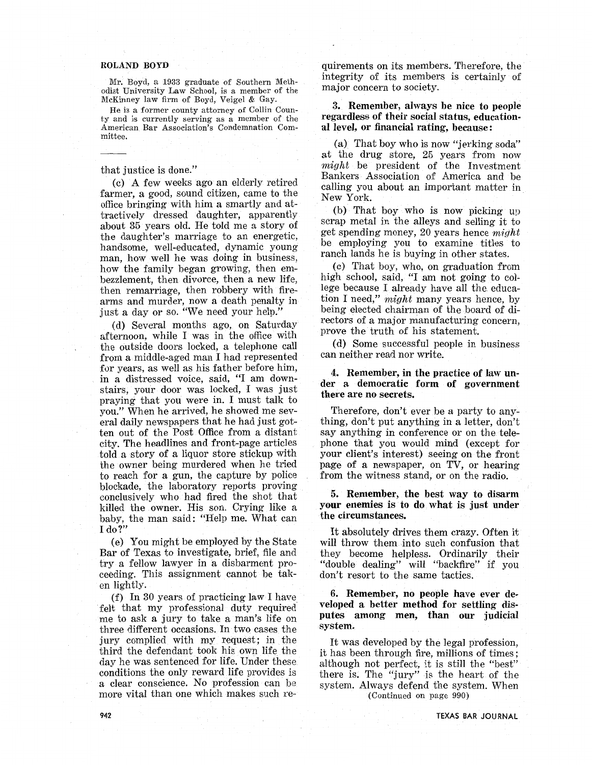**ROLAND BOYD**

Mr. Boyd, a 1933 graduate of Southern Methodist University Law School, is a member of the McKinney law firm of Boyd, Veigel & Gay.

He is a former county attorney of Collin County and is currently serving as a member of the American Bar Association's Condemnation Committee.

---

that justice is done."

(c) A few weeks ago an elderly retired farmer, a good, sound citizen, came to the office bringing with him a smartly and attractively dressed daughter, apparently about 35 years old. He told me a story of the daughter's marriage to an energetic, handsome, well-educated, dynamic young man, how well he was doing in business, how the family began growing, then embezzlement, then divorce, then a new life, then remarriage, then robbery with firearms and murder, now a death penalty in just a day or so. "We need your help."

(d) Several months ago, on Saturday afternoon, while I was in the office with the outside doors locked, a telephone call from a middle-aged man I had represented for years, as well as his father before him, in a distressed voice, said, "I am downstairs, your door was locked, I was just praying that you were in. I must talk to you." When he arrived, he showed me several daily newspapers that he had just gotten out of the Post Office from a distant city. The headlines and front-page articles told a story of a liquor store stickup with the owner being murdered when he tried to reach for a gun, the capture by police blockade, the laboratory reports proving conclusively who had fired the shot that killed the owner. His son. Crying like a baby, the man said: "Help me. What can I do?"

(e) You might be employed by the State Bar of Texas to investigate, brief, file and try a fellow lawyer in a disbarment proceeding. This assignment cannot be taken lightly.

(f) In 30 years of practicing law I have felt that my professional duty required me to ask a jury to take a man's life on three different occasions. In two cases the jury complied with my request; in the third the defendant took his own life the day he was sentenced for life. Under these conditions the only reward life provides is a clear conscience. No profession can be more vital than one which makes such requirements on its members. Therefore, the integrity of its members is certainly of major concern to society.

**3. Remember, always be nice to people regardless of their social status, educational level, or financial rating, because:**

(a) That boy who is now "jerking soda" at the drug store, 25 years from now *might* be president of the Investment Bankers Association of America and be calling you about an important matter in New York.

(b) That boy who is now picking up scrap metal in the alleys and selling it to get spending money, 20 years hence *might* be employing you to examine titles to ranch lands he is buying in other states.

(c) That boy, who, on graduation from high school, said, "I am not going to college because I already have all the education I need," *might* many years hence, by being elected chairman of the board of directors of a major manufacturing concern, prove the truth of his statement.

(d) Some successful people in business can neither read nor write.

**4. Remember, in the practice of law under a democratic form of government there are no secrets.**

Therefore, don't ever be a party to anything, don't put anything in a letter, don't say anything in conference or on the telephone that you would mind (except for your client's interest) seeing on the front page of a newspaper, on TV, or hearing from the witness stand, or on the radio.

**5. Remember, the best way to disarm your enemies is to do what is just under the circumstances.**

It absolutely drives them crazy. Often it will throw them into such confusion that they become helpless. Ordinarily their "double dealing" will "backfire" if you don't resort to the same tactics.

**6. Remember, no people have ever developed a better method for settling disputes among men, than our judicial system.**

It was developed by the legal profession, it has been through fire, millions of times; although not perfect, it is still the "best" there is. The "jury" is the heart of the system. Always defend the system. When

(Continued on page 990)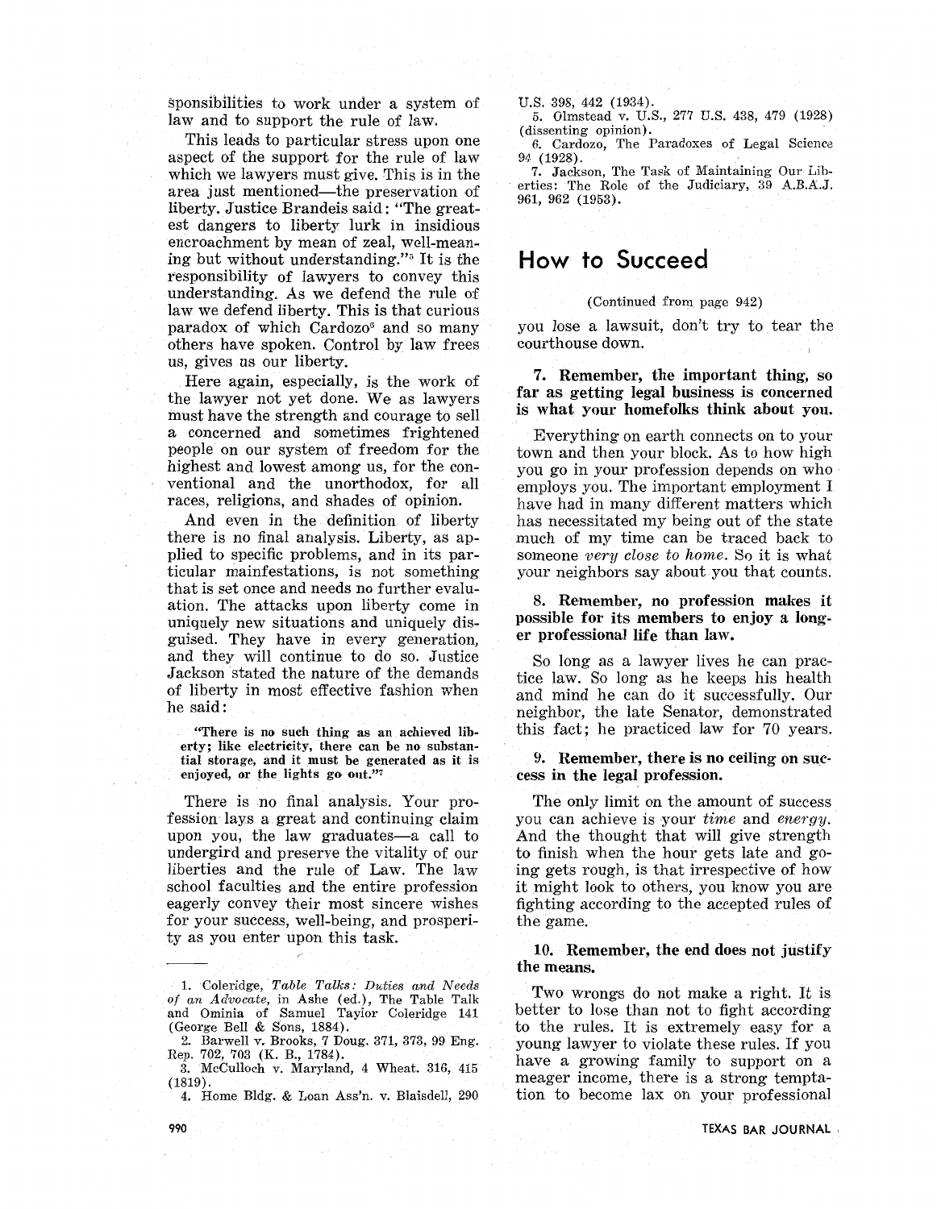sponsibilities to work under a system of law and to support the rule of law.

This leads to particular stress upon one aspect of the support for the rule of law which we lawyers must give. This is in the area just mentioned—the preservation of liberty. Justice Brandeis said: "The greatest dangers to liberty lurk in insidious encroachment by mean of zeal, well-meaning but without understanding."[5] It is the responsibility of lawyers to convey this understanding. As we defend the rule of law we defend liberty. This is that curious paradox of which Cardozo[6] and so many others have spoken. Control by law frees us, gives us our liberty.

Here again, especially, is the work of the lawyer not yet done. We as lawyers must have the strength and courage to sell a concerned and sometimes frightened people on our system of freedom for the highest and lowest among us, for the conventional and the unorthodox, for all races, religions, and shades of opinion.

And even in the definition of liberty there is no final analysis. Liberty, as applied to specific problems, and in its particular mainfestations, is not something that is set once and needs no further evaluation. The attacks upon liberty come in uniquely new situations and uniquely disguised. They have in every generation, and they will continue to do so. Justice Jackson stated the nature of the demands of liberty in most effective fashion when he said:

> **"There is no such thing as an achieved liberty; like electricity, there can be no substantial storage, and it must be generated as it is enjoyed, or the lights go out."[7]**

There is no final analysis. Your profession lays a great and continuing claim upon you, the law graduates—a call to undergird and preserve the vitality of our liberties and the rule of Law. The law school faculties and the entire profession eagerly convey their most sincere wishes for your success, well-being, and prosperity as you enter upon this task.

---

1. Coleridge, *Table Talks: Duties and Needs of an Advocate*, in Ashe (ed.), The Table Talk and Ominia of Samuel Taylor Coleridge 141 (George Bell & Sons, 1884).
2. Barwell v. Brooks, 7 Doug. 371, 373, 99 Eng. Rep. 702, 703 (K. B., 1784).
3. McCulloch v. Maryland, 4 Wheat. 316, 415 (1819).
4. Home Bldg. & Loan Ass'n. v. Blaisdell, 290 U.S. 398, 442 (1934).
5. Olmstead v. U.S., 277 U.S. 438, 479 (1928) (dissenting opinion).
6. Cardozo, The Paradoxes of Legal Science 94 (1928).
7. Jackson, The Task of Maintaining Our Liberties: The Role of the Judiciary, 39 A.B.A.J. 961, 962 (1953).

## How to Succeed

(Continued from page 942)

you lose a lawsuit, don't try to tear the courthouse down.

**7. Remember, the important thing, so far as getting legal business is concerned is what your homefolks think about you.**

Everything on earth connects on to your town and then your block. As to how high you go in your profession depends on who employs you. The important employment I have had in many different matters which has necessitated my being out of the state much of my time can be traced back to someone *very close to home*. So it is what your neighbors say about you that counts.

**8. Remember, no profession makes it possible for its members to enjoy a longer professional life than law.**

So long as a lawyer lives he can practice law. So long as he keeps his health and mind he can do it successfully. Our neighbor, the late Senator, demonstrated this fact; he practiced law for 70 years.

**9. Remember, there is no ceiling on success in the legal profession.**

The only limit on the amount of success you can achieve is your *time* and *energy*. And the thought that will give strength to finish when the hour gets late and going gets rough, is that irrespective of how it might look to others, you know you are fighting according to the accepted rules of the game.

**10. Remember, the end does not justify the means.**

Two wrongs do not make a right. It is better to lose than not to fight according to the rules. It is extremely easy for a young lawyer to violate these rules. If you have a growing family to support on a meager income, there is a strong temptation to become lax on your professional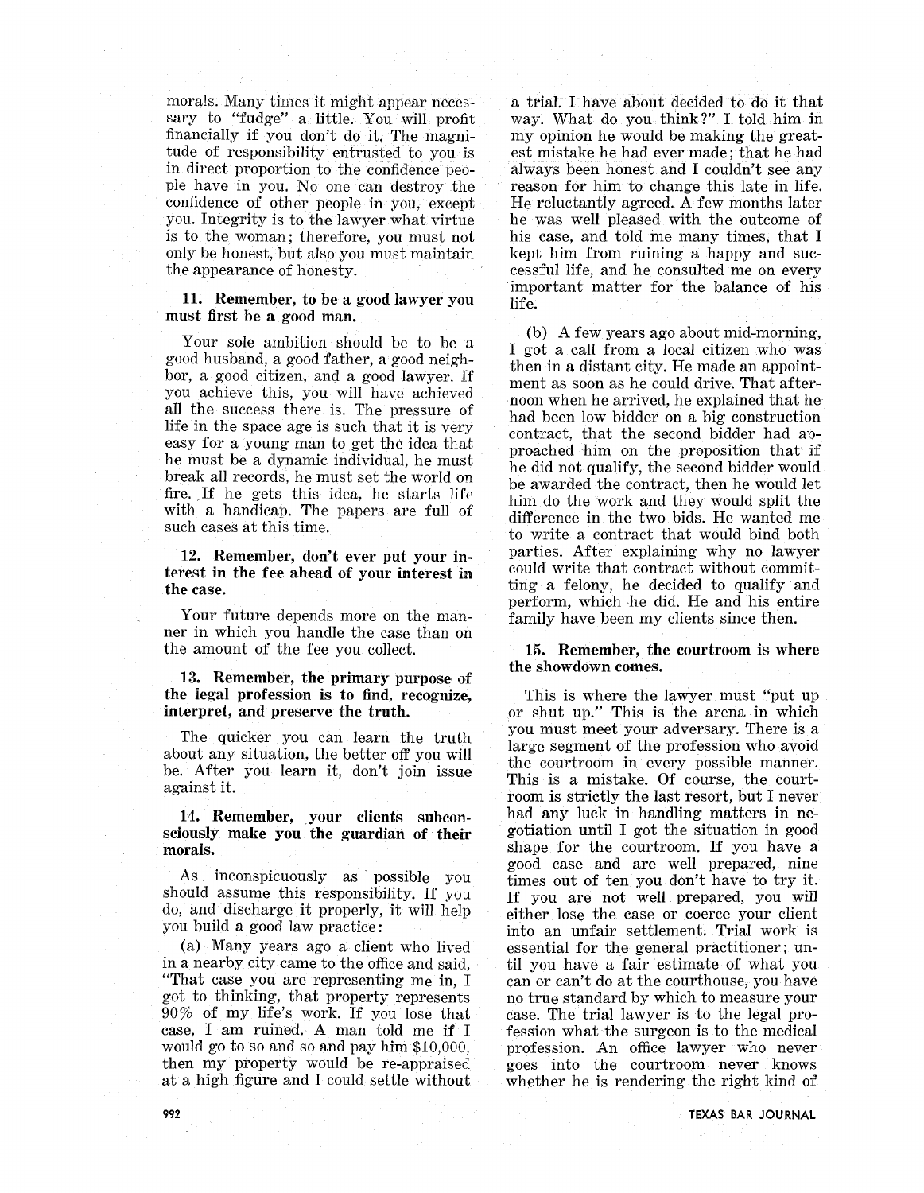morals. Many times it might appear necessary to "fudge" a little. You will profit financially if you don't do it. The magnitude of responsibility entrusted to you is in direct proportion to the confidence people have in you. No one can destroy the confidence of other people in you, except you. Integrity is to the lawyer what virtue is to the woman; therefore, you must not only be honest, but also you must maintain the appearance of honesty.

**11. Remember, to be a good lawyer you must first be a good man.**

Your sole ambition should be to be a good husband, a good father, a good neighbor, a good citizen, and a good lawyer. If you achieve this, you will have achieved all the success there is. The pressure of life in the space age is such that it is very easy for a young man to get the idea that he must be a dynamic individual, he must break all records, he must set the world on fire. If he gets this idea, he starts life with a handicap. The papers are full of such cases at this time.

**12. Remember, don't ever put your interest in the fee ahead of your interest in the case.**

Your future depends more on the manner in which you handle the case than on the amount of the fee you collect.

**13. Remember, the primary purpose of the legal profession is to find, recognize, interpret, and preserve the truth.**

The quicker you can learn the truth about any situation, the better off you will be. After you learn it, don't join issue against it.

**14. Remember, your clients subconsciously make you the guardian of their morals.**

As inconspicuously as possible you should assume this responsibility. If you do, and discharge it properly, it will help you build a good law practice:

(a) Many years ago a client who lived in a nearby city came to the office and said, "That case you are representing me in, I got to thinking, that property represents 90% of my life's work. If you lose that case, I am ruined. A man told me if I would go to so and so and pay him $10,000, then my property would be re-appraised at a high figure and I could settle without a trial. I have about decided to do it that way. What do you think?" I told him in my opinion he would be making the greatest mistake he had ever made; that he had always been honest and I couldn't see any reason for him to change this late in life. He reluctantly agreed. A few months later he was well pleased with the outcome of his case, and told me many times, that I kept him from ruining a happy and successful life, and he consulted me on every important matter for the balance of his life.

(b) A few years ago about mid-morning, I got a call from a local citizen who was then in a distant city. He made an appointment as soon as he could drive. That afternoon when he arrived, he explained that he had been low bidder on a big construction contract, that the second bidder had approached him on the proposition that if he did not qualify, the second bidder would be awarded the contract, then he would let him do the work and they would split the difference in the two bids. He wanted me to write a contract that would bind both parties. After explaining why no lawyer could write that contract without committing a felony, he decided to qualify and perform, which he did. He and his entire family have been my clients since then.

**15. Remember, the courtroom is where the showdown comes.**

This is where the lawyer must "put up or shut up." This is the arena in which you must meet your adversary. There is a large segment of the profession who avoid the courtroom in every possible manner. This is a mistake. Of course, the courtroom is strictly the last resort, but I never had any luck in handling matters in negotiation until I got the situation in good shape for the courtroom. If you have a good case and are well prepared, nine times out of ten you don't have to try it. If you are not well prepared, you will either lose the case or coerce your client into an unfair settlement. Trial work is essential for the general practitioner; until you have a fair estimate of what you can or can't do at the courthouse, you have no true standard by which to measure your case. The trial lawyer is to the legal profession what the surgeon is to the medical profession. An office lawyer who never goes into the courtroom never knows whether he is rendering the right kind of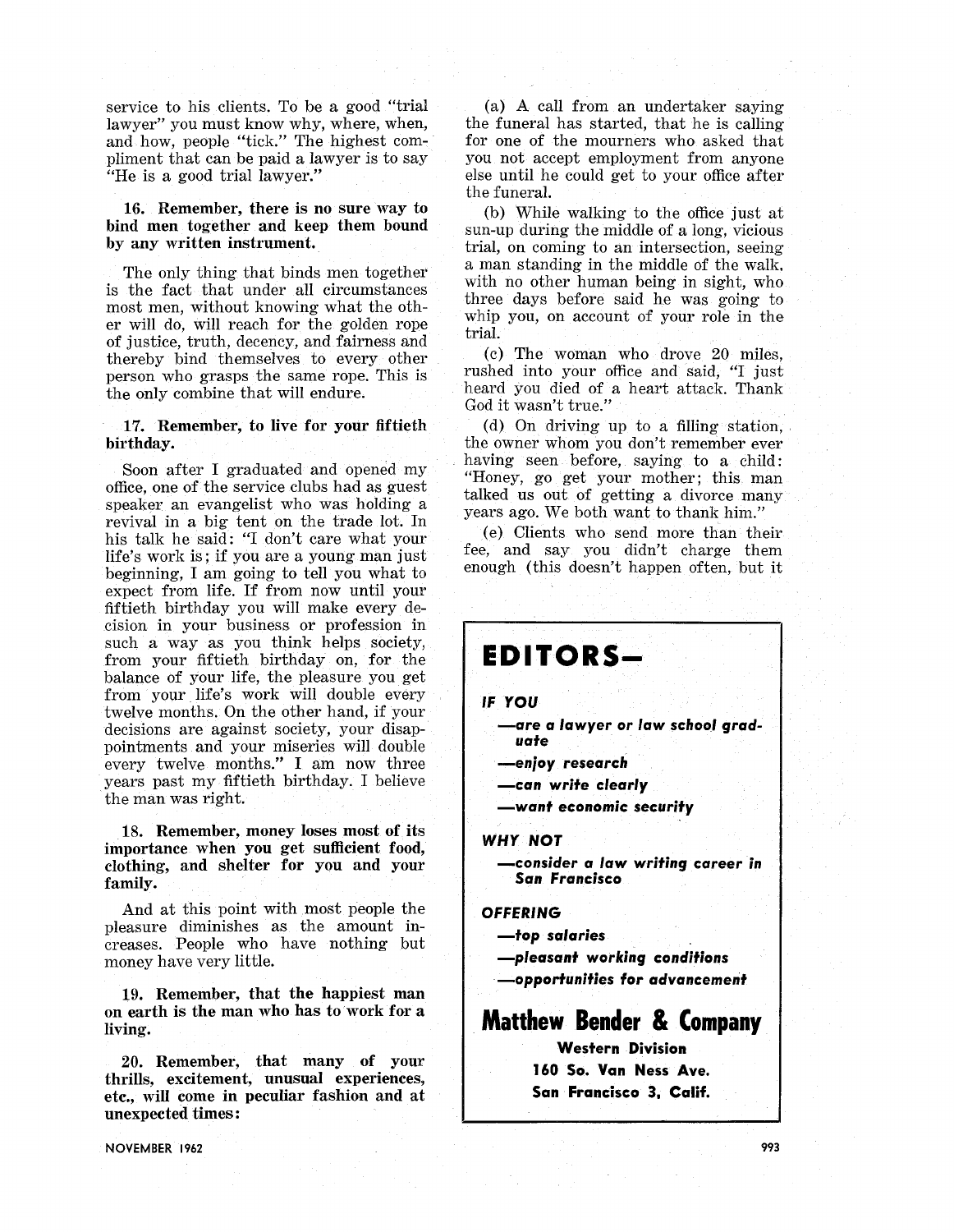service to his clients. To be a good "trial lawyer" you must know why, where, when, and how, people "tick." The highest compliment that can be paid a lawyer is to say "He is a good trial lawyer."

**16. Remember, there is no sure way to bind men together and keep them bound by any written instrument.**

The only thing that binds men together is the fact that under all circumstances most men, without knowing what the other will do, will reach for the golden rope of justice, truth, decency, and fairness and thereby bind themselves to every other person who grasps the same rope. This is the only combine that will endure.

**17. Remember, to live for your fiftieth birthday.**

Soon after I graduated and opened my office, one of the service clubs had as guest speaker an evangelist who was holding a revival in a big tent on the trade lot. In his talk he said: "I don't care what your life's work is; if you are a young man just beginning, I am going to tell you what to expect from life. If from now until your fiftieth birthday you will make every decision in your business or profession in such a way as you think helps society, from your fiftieth birthday on, for the balance of your life, the pleasure you get from your life's work will double every twelve months. On the other hand, if your decisions are against society, your disappointments and your miseries will double every twelve months." I am now three years past my fiftieth birthday. I believe the man was right.

**18. Remember, money loses most of its importance when you get sufficient food, clothing, and shelter for you and your family.**

And at this point with most people the pleasure diminishes as the amount increases. People who have nothing but money have very little.

**19. Remember, that the happiest man on earth is the man who has to work for a living.**

**20. Remember, that many of your thrills, excitement, unusual experiences, etc., will come in peculiar fashion and at unexpected times:**

(a) A call from an undertaker saying the funeral has started, that he is calling for one of the mourners who asked that you not accept employment from anyone else until he could get to your office after the funeral.

(b) While walking to the office just at sun-up during the middle of a long, vicious trial, on coming to an intersection, seeing a man standing in the middle of the walk, with no other human being in sight, who three days before said he was going to whip you, on account of your role in the trial.

(c) The woman who drove 20 miles, rushed into your office and said, "I just heard you died of a heart attack. Thank God it wasn't true."

(d) On driving up to a filling station, the owner whom you don't remember ever having seen before, saying to a child: "Honey, go get your mother; this man talked us out of getting a divorce many years ago. We both want to thank him."

(e) Clients who send more than their fee, and say you didn't charge them enough (this doesn't happen often, but it

---

# EDITORS—

***IF YOU***

- ***—are a lawyer or law school graduate***
- ***—enjoy research***
- ***—can write clearly***
- ***—want economic security***

***WHY NOT***

- ***—consider a law writing career in San Francisco***

***OFFERING***

- ***—top salaries***
- ***—pleasant working conditions***
- ***—opportunities for advancement***

## Matthew Bender & Company

**Western Division**
**160 So. Van Ness Ave.**
**San Francisco 3, Calif.**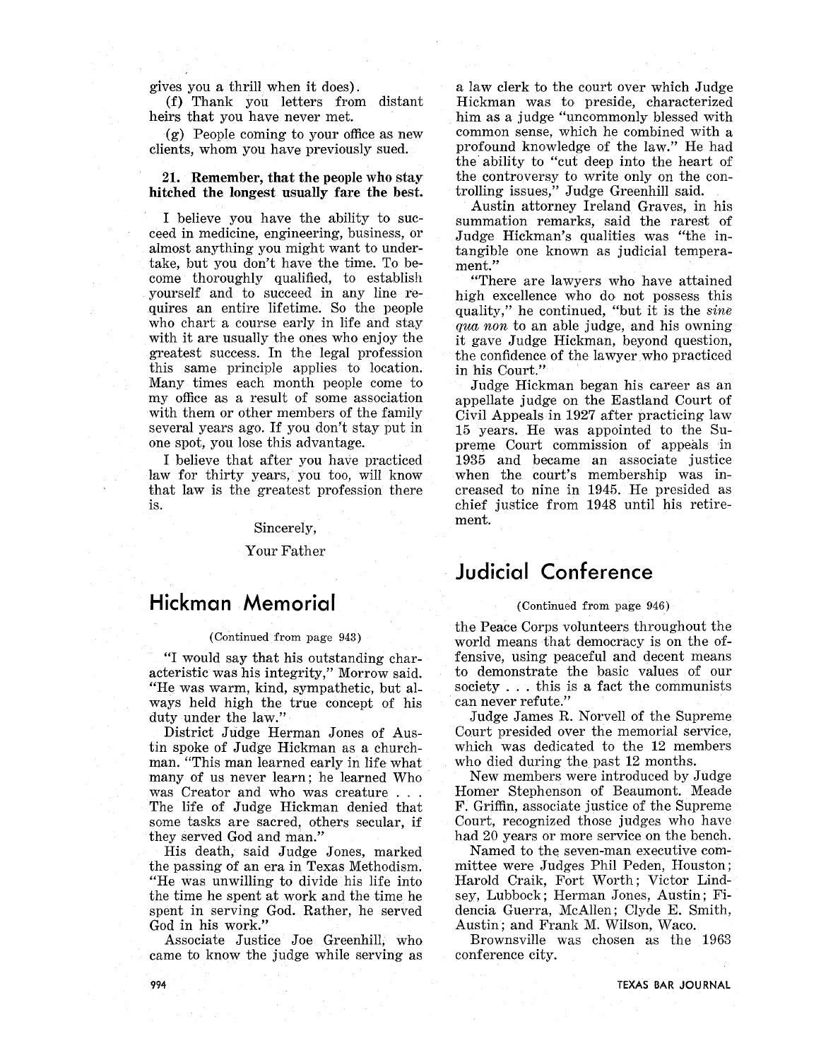gives you a thrill when it does).

(f) Thank you letters from distant heirs that you have never met.

(g) People coming to your office as new clients, whom you have previously sued.

**21. Remember, that the people who stay hitched the longest usually fare the best.**

I believe you have the ability to succeed in medicine, engineering, business, or almost anything you might want to undertake, but you don't have the time. To become thoroughly qualified, to establish yourself and to succeed in any line requires an entire lifetime. So the people who chart a course early in life and stay with it are usually the ones who enjoy the greatest success. In the legal profession this same principle applies to location. Many times each month people come to my office as a result of some association with them or other members of the family several years ago. If you don't stay put in one spot, you lose this advantage.

I believe that after you have practiced law for thirty years, you too, will know that law is the greatest profession there is.

Sincerely,

Your Father

## Hickman Memorial

(Continued from page 943)

"I would say that his outstanding characteristic was his integrity," Morrow said. "He was warm, kind, sympathetic, but always held high the true concept of his duty under the law."

District Judge Herman Jones of Austin spoke of Judge Hickman as a churchman. "This man learned early in life what many of us never learn; he learned Who was Creator and who was creature . . . The life of Judge Hickman denied that some tasks are sacred, others secular, if they served God and man."

His death, said Judge Jones, marked the passing of an era in Texas Methodism. "He was unwilling to divide his life into the time he spent at work and the time he spent in serving God. Rather, he served God in his work."

Associate Justice Joe Greenhill, who came to know the judge while serving as a law clerk to the court over which Judge Hickman was to preside, characterized him as a judge "uncommonly blessed with common sense, which he combined with a profound knowledge of the law." He had the ability to "cut deep into the heart of the controversy to write only on the controlling issues," Judge Greenhill said.

Austin attorney Ireland Graves, in his summation remarks, said the rarest of Judge Hickman's qualities was "the intangible one known as judicial temperament."

"There are lawyers who have attained high excellence who do not possess this quality," he continued, "but it is the *sine qua non* to an able judge, and his owning it gave Judge Hickman, beyond question, the confidence of the lawyer who practiced in his Court."

Judge Hickman began his career as an appellate judge on the Eastland Court of Civil Appeals in 1927 after practicing law 15 years. He was appointed to the Supreme Court commission of appeals in 1935 and became an associate justice when the court's membership was increased to nine in 1945. He presided as chief justice from 1948 until his retirement.

## Judicial Conference

(Continued from page 946)

the Peace Corps volunteers throughout the world means that democracy is on the offensive, using peaceful and decent means to demonstrate the basic values of our society . . . this is a fact the communists can never refute."

Judge James R. Norvell of the Supreme Court presided over the memorial service, which was dedicated to the 12 members who died during the past 12 months.

New members were introduced by Judge Homer Stephenson of Beaumont. Meade F. Griffin, associate justice of the Supreme Court, recognized those judges who have had 20 years or more service on the bench.

Named to the seven-man executive committee were Judges Phil Peden, Houston; Harold Craik, Fort Worth; Victor Lindsey, Lubbock; Herman Jones, Austin; Fidencia Guerra, McAllen; Clyde E. Smith, Austin; and Frank M. Wilson, Waco.

Brownsville was chosen as the 1963 conference city.